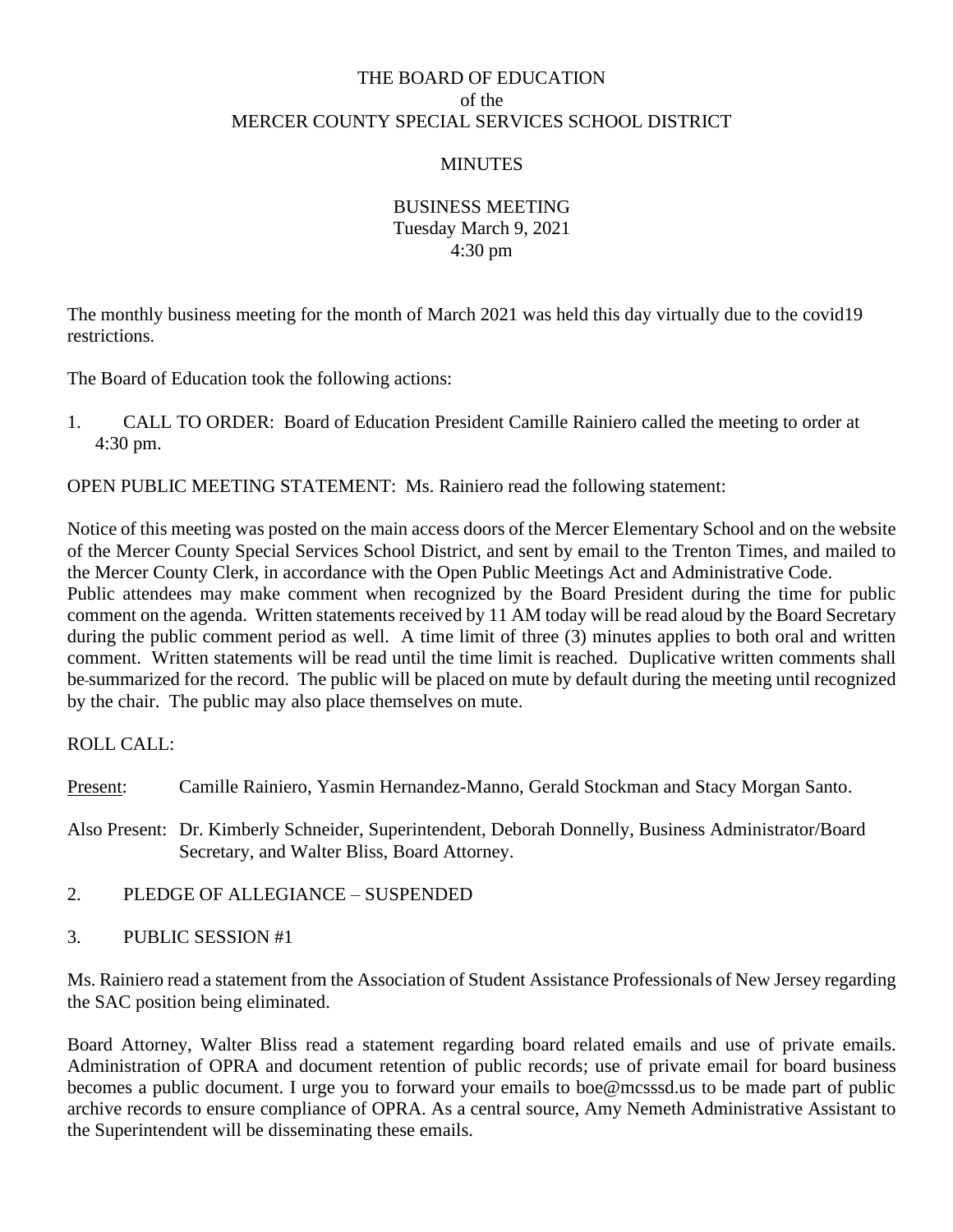# THE BOARD OF EDUCATION
## of the
## MERCER COUNTY SPECIAL SERVICES SCHOOL DISTRICT

### MINUTES

### BUSINESS MEETING
Tuesday March 9, 2021
4:30 pm

The monthly business meeting for the month of March 2021 was held this day virtually due to the covid19 restrictions.

The Board of Education took the following actions:

1. CALL TO ORDER: Board of Education President Camille Rainiero called the meeting to order at 4:30 pm.

OPEN PUBLIC MEETING STATEMENT: Ms. Rainiero read the following statement:

Notice of this meeting was posted on the main access doors of the Mercer Elementary School and on the website of the Mercer County Special Services School District, and sent by email to the Trenton Times, and mailed to the Mercer County Clerk, in accordance with the Open Public Meetings Act and Administrative Code.
Public attendees may make comment when recognized by the Board President during the time for public comment on the agenda. Written statements received by 11 AM today will be read aloud by the Board Secretary during the public comment period as well. A time limit of three (3) minutes applies to both oral and written comment. Written statements will be read until the time limit is reached. Duplicative written comments shall be summarized for the record. The public will be placed on mute by default during the meeting until recognized by the chair. The public may also place themselves on mute.

ROLL CALL:

Present: Camille Rainiero, Yasmin Hernandez-Manno, Gerald Stockman and Stacy Morgan Santo.

Also Present: Dr. Kimberly Schneider, Superintendent, Deborah Donnelly, Business Administrator/Board Secretary, and Walter Bliss, Board Attorney.

2. PLEDGE OF ALLEGIANCE – SUSPENDED

3. PUBLIC SESSION #1

Ms. Rainiero read a statement from the Association of Student Assistance Professionals of New Jersey regarding the SAC position being eliminated.

Board Attorney, Walter Bliss read a statement regarding board related emails and use of private emails. Administration of OPRA and document retention of public records; use of private email for board business becomes a public document. I urge you to forward your emails to boe@mcsssd.us to be made part of public archive records to ensure compliance of OPRA. As a central source, Amy Nemeth Administrative Assistant to the Superintendent will be disseminating these emails.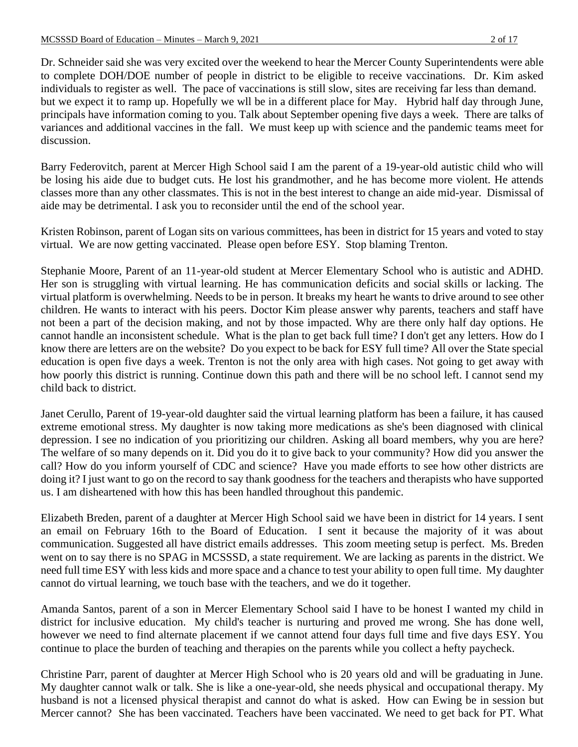Dr. Schneider said she was very excited over the weekend to hear the Mercer County Superintendents were able to complete DOH/DOE number of people in district to be eligible to receive vaccinations. Dr. Kim asked individuals to register as well. The pace of vaccinations is still slow, sites are receiving far less than demand. but we expect it to ramp up. Hopefully we wll be in a different place for May. Hybrid half day through June, principals have information coming to you. Talk about September opening five days a week. There are talks of variances and additional vaccines in the fall. We must keep up with science and the pandemic teams meet for discussion.

Barry Federovitch, parent at Mercer High School said I am the parent of a 19-year-old autistic child who will be losing his aide due to budget cuts. He lost his grandmother, and he has become more violent. He attends classes more than any other classmates. This is not in the best interest to change an aide mid-year. Dismissal of aide may be detrimental. I ask you to reconsider until the end of the school year.

Kristen Robinson, parent of Logan sits on various committees, has been in district for 15 years and voted to stay virtual. We are now getting vaccinated. Please open before ESY. Stop blaming Trenton.

Stephanie Moore, Parent of an 11-year-old student at Mercer Elementary School who is autistic and ADHD. Her son is struggling with virtual learning. He has communication deficits and social skills or lacking. The virtual platform is overwhelming. Needs to be in person. It breaks my heart he wants to drive around to see other children. He wants to interact with his peers. Doctor Kim please answer why parents, teachers and staff have not been a part of the decision making, and not by those impacted. Why are there only half day options. He cannot handle an inconsistent schedule. What is the plan to get back full time? I don't get any letters. How do I know there are letters are on the website? Do you expect to be back for ESY full time? All over the State special education is open five days a week. Trenton is not the only area with high cases. Not going to get away with how poorly this district is running. Continue down this path and there will be no school left. I cannot send my child back to district.

Janet Cerullo, Parent of 19-year-old daughter said the virtual learning platform has been a failure, it has caused extreme emotional stress. My daughter is now taking more medications as she's been diagnosed with clinical depression. I see no indication of you prioritizing our children. Asking all board members, why you are here? The welfare of so many depends on it. Did you do it to give back to your community? How did you answer the call? How do you inform yourself of CDC and science? Have you made efforts to see how other districts are doing it? I just want to go on the record to say thank goodness for the teachers and therapists who have supported us. I am disheartened with how this has been handled throughout this pandemic.

Elizabeth Breden, parent of a daughter at Mercer High School said we have been in district for 14 years. I sent an email on February 16th to the Board of Education. I sent it because the majority of it was about communication. Suggested all have district emails addresses. This zoom meeting setup is perfect. Ms. Breden went on to say there is no SPAG in MCSSSD, a state requirement. We are lacking as parents in the district. We need full time ESY with less kids and more space and a chance to test your ability to open full time. My daughter cannot do virtual learning, we touch base with the teachers, and we do it together.

Amanda Santos, parent of a son in Mercer Elementary School said I have to be honest I wanted my child in district for inclusive education. My child's teacher is nurturing and proved me wrong. She has done well, however we need to find alternate placement if we cannot attend four days full time and five days ESY. You continue to place the burden of teaching and therapies on the parents while you collect a hefty paycheck.

Christine Parr, parent of daughter at Mercer High School who is 20 years old and will be graduating in June. My daughter cannot walk or talk. She is like a one-year-old, she needs physical and occupational therapy. My husband is not a licensed physical therapist and cannot do what is asked. How can Ewing be in session but Mercer cannot? She has been vaccinated. Teachers have been vaccinated. We need to get back for PT. What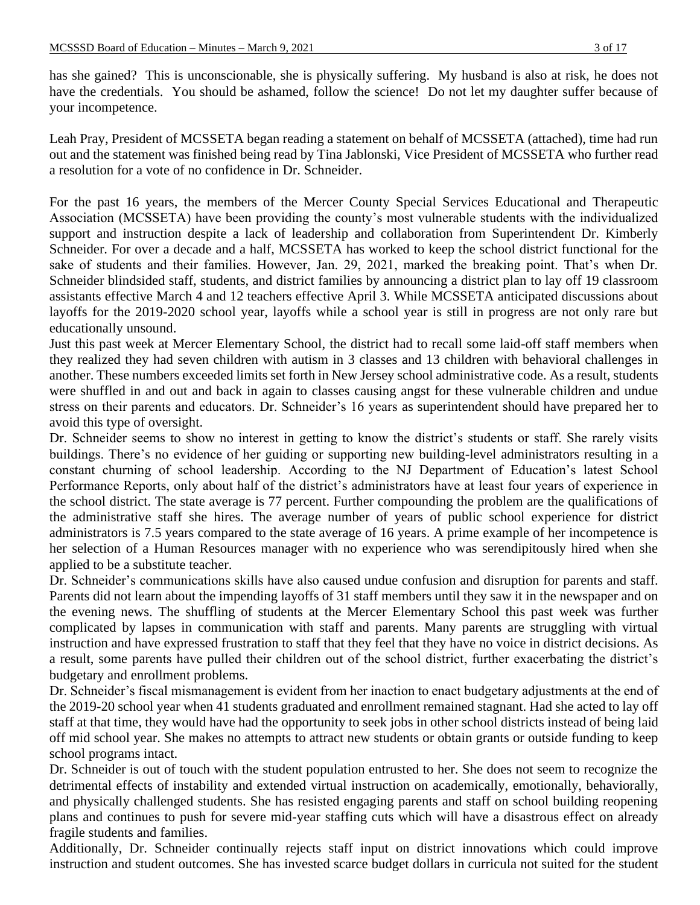has she gained? This is unconscionable, she is physically suffering. My husband is also at risk, he does not have the credentials. You should be ashamed, follow the science! Do not let my daughter suffer because of your incompetence.

Leah Pray, President of MCSSETA began reading a statement on behalf of MCSSETA (attached), time had run out and the statement was finished being read by Tina Jablonski, Vice President of MCSSETA who further read a resolution for a vote of no confidence in Dr. Schneider.

For the past 16 years, the members of the Mercer County Special Services Educational and Therapeutic Association (MCSSETA) have been providing the county's most vulnerable students with the individualized support and instruction despite a lack of leadership and collaboration from Superintendent Dr. Kimberly Schneider. For over a decade and a half, MCSSETA has worked to keep the school district functional for the sake of students and their families. However, Jan. 29, 2021, marked the breaking point. That's when Dr. Schneider blindsided staff, students, and district families by announcing a district plan to lay off 19 classroom assistants effective March 4 and 12 teachers effective April 3. While MCSSETA anticipated discussions about layoffs for the 2019-2020 school year, layoffs while a school year is still in progress are not only rare but educationally unsound.

Just this past week at Mercer Elementary School, the district had to recall some laid-off staff members when they realized they had seven children with autism in 3 classes and 13 children with behavioral challenges in another. These numbers exceeded limits set forth in New Jersey school administrative code. As a result, students were shuffled in and out and back in again to classes causing angst for these vulnerable children and undue stress on their parents and educators. Dr. Schneider's 16 years as superintendent should have prepared her to avoid this type of oversight.

Dr. Schneider seems to show no interest in getting to know the district's students or staff. She rarely visits buildings. There's no evidence of her guiding or supporting new building-level administrators resulting in a constant churning of school leadership. According to the NJ Department of Education's latest School Performance Reports, only about half of the district's administrators have at least four years of experience in the school district. The state average is 77 percent. Further compounding the problem are the qualifications of the administrative staff she hires. The average number of years of public school experience for district administrators is 7.5 years compared to the state average of 16 years. A prime example of her incompetence is her selection of a Human Resources manager with no experience who was serendipitously hired when she applied to be a substitute teacher.

Dr. Schneider's communications skills have also caused undue confusion and disruption for parents and staff. Parents did not learn about the impending layoffs of 31 staff members until they saw it in the newspaper and on the evening news. The shuffling of students at the Mercer Elementary School this past week was further complicated by lapses in communication with staff and parents. Many parents are struggling with virtual instruction and have expressed frustration to staff that they feel that they have no voice in district decisions. As a result, some parents have pulled their children out of the school district, further exacerbating the district's budgetary and enrollment problems.

Dr. Schneider's fiscal mismanagement is evident from her inaction to enact budgetary adjustments at the end of the 2019-20 school year when 41 students graduated and enrollment remained stagnant. Had she acted to lay off staff at that time, they would have had the opportunity to seek jobs in other school districts instead of being laid off mid school year. She makes no attempts to attract new students or obtain grants or outside funding to keep school programs intact.

Dr. Schneider is out of touch with the student population entrusted to her. She does not seem to recognize the detrimental effects of instability and extended virtual instruction on academically, emotionally, behaviorally, and physically challenged students. She has resisted engaging parents and staff on school building reopening plans and continues to push for severe mid-year staffing cuts which will have a disastrous effect on already fragile students and families.

Additionally, Dr. Schneider continually rejects staff input on district innovations which could improve instruction and student outcomes. She has invested scarce budget dollars in curricula not suited for the student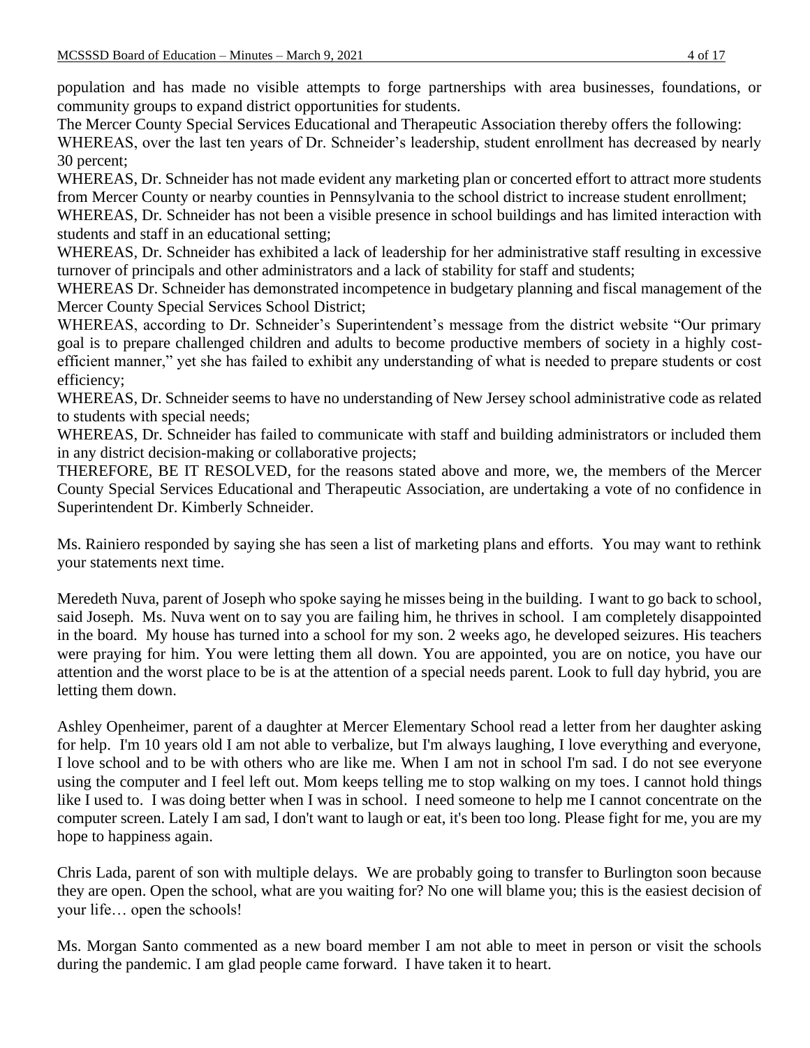population and has made no visible attempts to forge partnerships with area businesses, foundations, or community groups to expand district opportunities for students.

The Mercer County Special Services Educational and Therapeutic Association thereby offers the following:

WHEREAS, over the last ten years of Dr. Schneider's leadership, student enrollment has decreased by nearly 30 percent;

WHEREAS, Dr. Schneider has not made evident any marketing plan or concerted effort to attract more students from Mercer County or nearby counties in Pennsylvania to the school district to increase student enrollment;

WHEREAS, Dr. Schneider has not been a visible presence in school buildings and has limited interaction with students and staff in an educational setting;

WHEREAS, Dr. Schneider has exhibited a lack of leadership for her administrative staff resulting in excessive turnover of principals and other administrators and a lack of stability for staff and students;

WHEREAS Dr. Schneider has demonstrated incompetence in budgetary planning and fiscal management of the Mercer County Special Services School District;

WHEREAS, according to Dr. Schneider's Superintendent's message from the district website "Our primary goal is to prepare challenged children and adults to become productive members of society in a highly cost-efficient manner," yet she has failed to exhibit any understanding of what is needed to prepare students or cost efficiency;

WHEREAS, Dr. Schneider seems to have no understanding of New Jersey school administrative code as related to students with special needs;

WHEREAS, Dr. Schneider has failed to communicate with staff and building administrators or included them in any district decision-making or collaborative projects;

THEREFORE, BE IT RESOLVED, for the reasons stated above and more, we, the members of the Mercer County Special Services Educational and Therapeutic Association, are undertaking a vote of no confidence in Superintendent Dr. Kimberly Schneider.

Ms. Rainiero responded by saying she has seen a list of marketing plans and efforts. You may want to rethink your statements next time.

Meredeth Nuva, parent of Joseph who spoke saying he misses being in the building. I want to go back to school, said Joseph. Ms. Nuva went on to say you are failing him, he thrives in school. I am completely disappointed in the board. My house has turned into a school for my son. 2 weeks ago, he developed seizures. His teachers were praying for him. You were letting them all down. You are appointed, you are on notice, you have our attention and the worst place to be is at the attention of a special needs parent. Look to full day hybrid, you are letting them down.

Ashley Openheimer, parent of a daughter at Mercer Elementary School read a letter from her daughter asking for help. I'm 10 years old I am not able to verbalize, but I'm always laughing, I love everything and everyone, I love school and to be with others who are like me. When I am not in school I'm sad. I do not see everyone using the computer and I feel left out. Mom keeps telling me to stop walking on my toes. I cannot hold things like I used to. I was doing better when I was in school. I need someone to help me I cannot concentrate on the computer screen. Lately I am sad, I don't want to laugh or eat, it's been too long. Please fight for me, you are my hope to happiness again.

Chris Lada, parent of son with multiple delays. We are probably going to transfer to Burlington soon because they are open. Open the school, what are you waiting for? No one will blame you; this is the easiest decision of your life… open the schools!

Ms. Morgan Santo commented as a new board member I am not able to meet in person or visit the schools during the pandemic. I am glad people came forward. I have taken it to heart.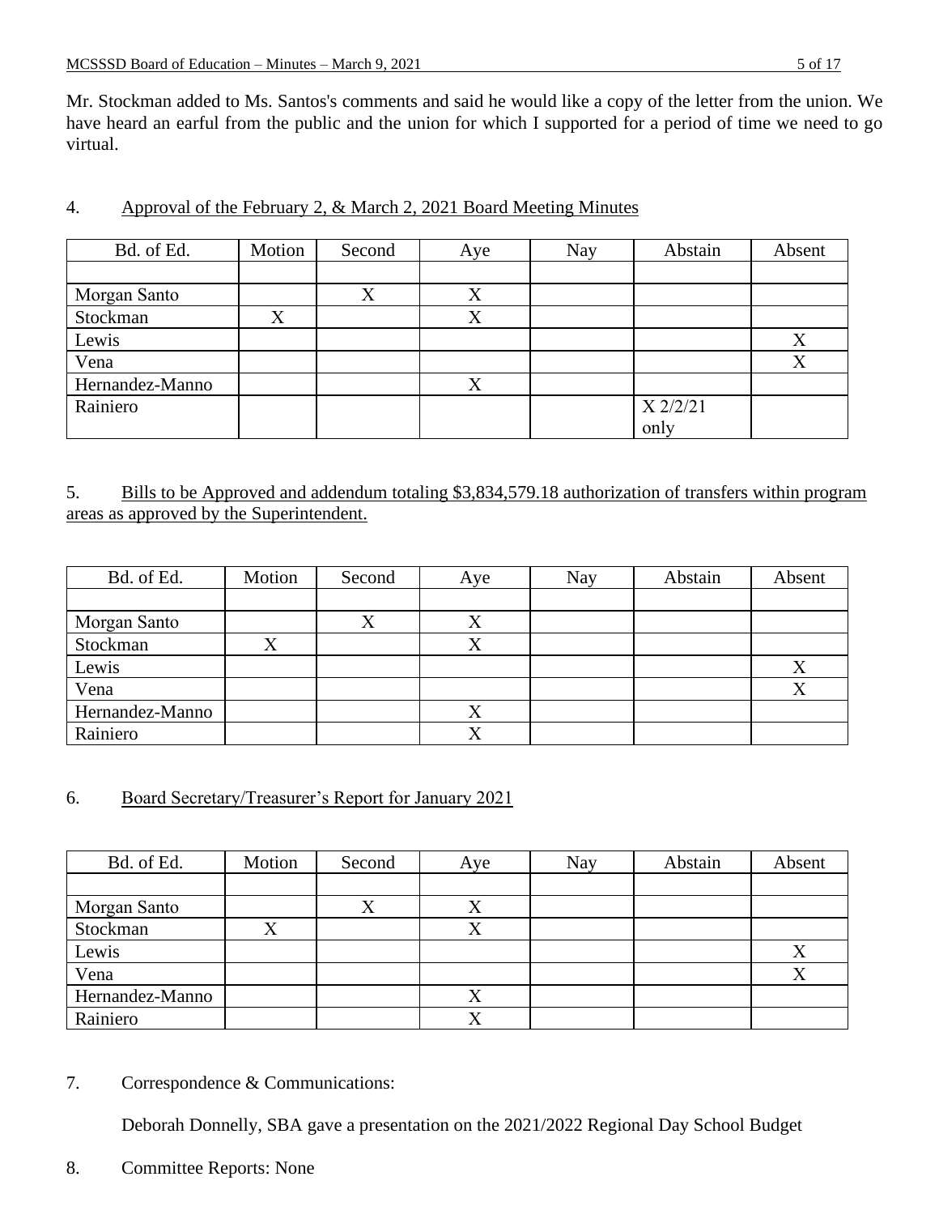Mr. Stockman added to Ms. Santos's comments and said he would like a copy of the letter from the union. We have heard an earful from the public and the union for which I supported for a period of time we need to go virtual.

4. Approval of the February 2, & March 2, 2021 Board Meeting Minutes

| Bd. of Ed. | Motion | Second | Aye | Nay | Abstain | Absent |
|---|---|---|---|---|---|---|
| | | | | | | |
| Morgan Santo | | X | X | | | |
| Stockman | X | | X | | | |
| Lewis | | | | | | X |
| Vena | | | | | | X |
| Hernandez-Manno | | | X | | | |
| Rainiero | | | | | X 2/2/21 only | |

5. Bills to be Approved and addendum totaling $3,834,579.18 authorization of transfers within program areas as approved by the Superintendent.

| Bd. of Ed. | Motion | Second | Aye | Nay | Abstain | Absent |
|---|---|---|---|---|---|---|
| | | | | | | |
| Morgan Santo | | X | X | | | |
| Stockman | X | | X | | | |
| Lewis | | | | | | X |
| Vena | | | | | | X |
| Hernandez-Manno | | | X | | | |
| Rainiero | | | X | | | |

6. Board Secretary/Treasurer's Report for January 2021

| Bd. of Ed. | Motion | Second | Aye | Nay | Abstain | Absent |
|---|---|---|---|---|---|---|
| | | | | | | |
| Morgan Santo | | X | X | | | |
| Stockman | X | | X | | | |
| Lewis | | | | | | X |
| Vena | | | | | | X |
| Hernandez-Manno | | | X | | | |
| Rainiero | | | X | | | |

7. Correspondence & Communications:

   Deborah Donnelly, SBA gave a presentation on the 2021/2022 Regional Day School Budget

8. Committee Reports: None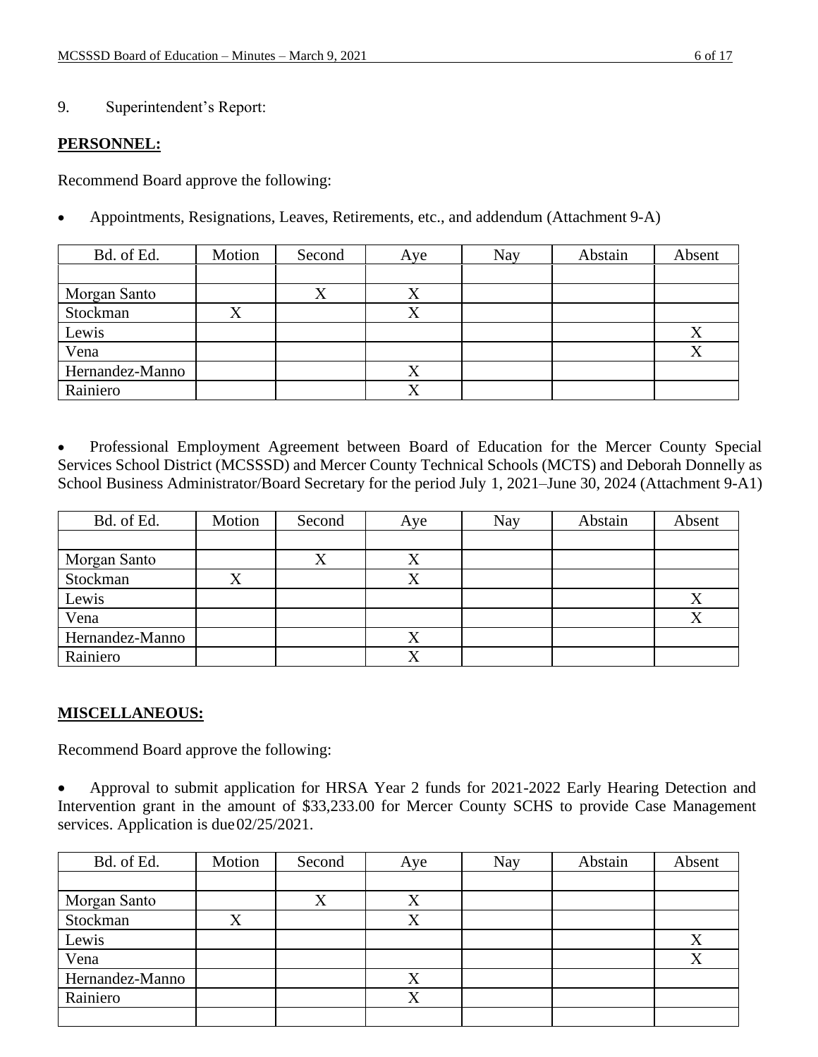9. Superintendent's Report:

**PERSONNEL:**

Recommend Board approve the following:

- Appointments, Resignations, Leaves, Retirements, etc., and addendum (Attachment 9-A)

| Bd. of Ed. | Motion | Second | Aye | Nay | Abstain | Absent |
|---|---|---|---|---|---|---|
| | | | | | | |
| Morgan Santo | | X | X | | | |
| Stockman | X | | X | | | |
| Lewis | | | | | | X |
| Vena | | | | | | X |
| Hernandez-Manno | | | X | | | |
| Rainiero | | | X | | | |

- Professional Employment Agreement between Board of Education for the Mercer County Special Services School District (MCSSSD) and Mercer County Technical Schools (MCTS) and Deborah Donnelly as School Business Administrator/Board Secretary for the period July 1, 2021–June 30, 2024 (Attachment 9-A1)

| Bd. of Ed. | Motion | Second | Aye | Nay | Abstain | Absent |
|---|---|---|---|---|---|---|
| | | | | | | |
| Morgan Santo | | X | X | | | |
| Stockman | X | | X | | | |
| Lewis | | | | | | X |
| Vena | | | | | | X |
| Hernandez-Manno | | | X | | | |
| Rainiero | | | X | | | |

**MISCELLANEOUS:**

Recommend Board approve the following:

- Approval to submit application for HRSA Year 2 funds for 2021-2022 Early Hearing Detection and Intervention grant in the amount of $33,233.00 for Mercer County SCHS to provide Case Management services. Application is due 02/25/2021.

| Bd. of Ed. | Motion | Second | Aye | Nay | Abstain | Absent |
|---|---|---|---|---|---|---|
| | | | | | | |
| Morgan Santo | | X | X | | | |
| Stockman | X | | X | | | |
| Lewis | | | | | | X |
| Vena | | | | | | X |
| Hernandez-Manno | | | X | | | |
| Rainiero | | | X | | | |
| | | | | | | |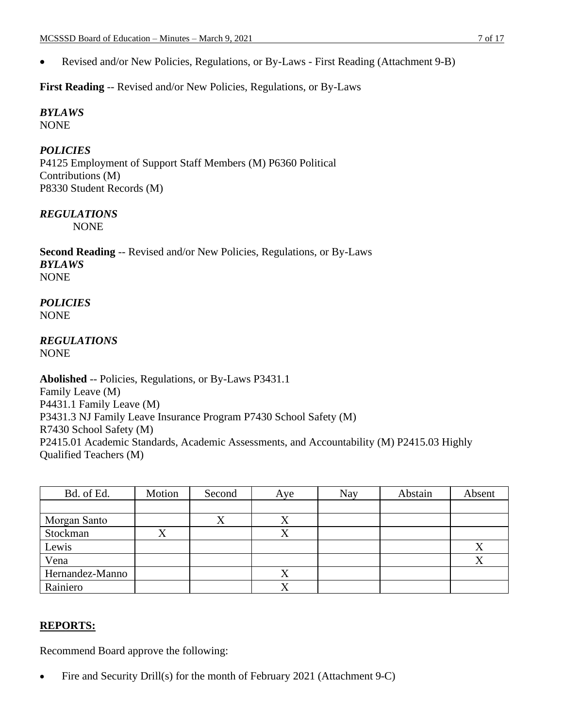- Revised and/or New Policies, Regulations, or By-Laws - First Reading (Attachment 9-B)

**First Reading** -- Revised and/or New Policies, Regulations, or By-Laws

***BYLAWS***
NONE

***POLICIES***
P4125 Employment of Support Staff Members (M) P6360 Political Contributions (M)
P8330 Student Records (M)

***REGULATIONS***
NONE

**Second Reading** -- Revised and/or New Policies, Regulations, or By-Laws
***BYLAWS***
NONE

***POLICIES***
NONE

***REGULATIONS***
NONE

**Abolished** -- Policies, Regulations, or By-Laws P3431.1
Family Leave (M)
P4431.1 Family Leave (M)
P3431.3 NJ Family Leave Insurance Program P7430 School Safety (M)
R7430 School Safety (M)
P2415.01 Academic Standards, Academic Assessments, and Accountability (M) P2415.03 Highly Qualified Teachers (M)

| Bd. of Ed. | Motion | Second | Aye | Nay | Abstain | Absent |
|---|---|---|---|---|---|---|
| | | | | | | |
| Morgan Santo | | X | X | | | |
| Stockman | X | | X | | | |
| Lewis | | | | | | X |
| Vena | | | | | | X |
| Hernandez-Manno | | | X | | | |
| Rainiero | | | X | | | |

## **REPORTS:**

Recommend Board approve the following:

- Fire and Security Drill(s) for the month of February 2021 (Attachment 9-C)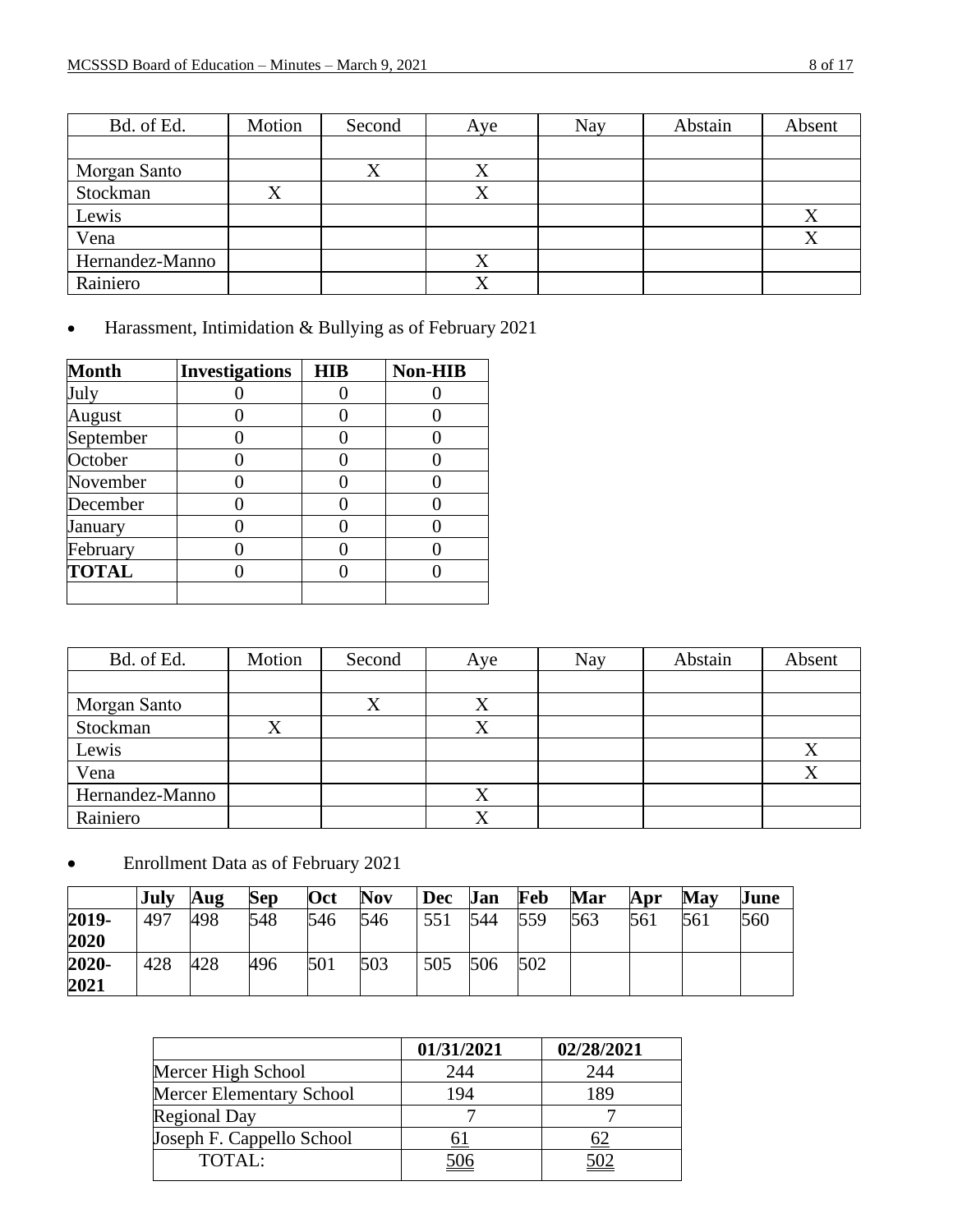| Bd. of Ed. | Motion | Second | Aye | Nay | Abstain | Absent |
|---|---|---|---|---|---|---|
| | | | | | | |
| Morgan Santo | | X | X | | | |
| Stockman | X | | X | | | |
| Lewis | | | | | | X |
| Vena | | | | | | X |
| Hernandez-Manno | | | X | | | |
| Rainiero | | | X | | | |

- Harassment, Intimidation & Bullying as of February 2021

| Month | Investigations | HIB | Non-HIB |
|---|---|---|---|
| July | 0 | 0 | 0 |
| August | 0 | 0 | 0 |
| September | 0 | 0 | 0 |
| October | 0 | 0 | 0 |
| November | 0 | 0 | 0 |
| December | 0 | 0 | 0 |
| January | 0 | 0 | 0 |
| February | 0 | 0 | 0 |
| **TOTAL** | 0 | 0 | 0 |
| | | | |

| Bd. of Ed. | Motion | Second | Aye | Nay | Abstain | Absent |
|---|---|---|---|---|---|---|
| | | | | | | |
| Morgan Santo | | X | X | | | |
| Stockman | X | | X | | | |
| Lewis | | | | | | X |
| Vena | | | | | | X |
| Hernandez-Manno | | | X | | | |
| Rainiero | | | X | | | |

- Enrollment Data as of February 2021

| | July | Aug | Sep | Oct | Nov | Dec | Jan | Feb | Mar | Apr | May | June |
|---|---|---|---|---|---|---|---|---|---|---|---|---|
| **2019-2020** | 497 | 498 | 548 | 546 | 546 | 551 | 544 | 559 | 563 | 561 | 561 | 560 |
| **2020-2021** | 428 | 428 | 496 | 501 | 503 | 505 | 506 | 502 | | | | |

| | 01/31/2021 | 02/28/2021 |
|---|---|---|
| Mercer High School | 244 | 244 |
| Mercer Elementary School | 194 | 189 |
| Regional Day | 7 | 7 |
| Joseph F. Cappello School | 61 | 62 |
| TOTAL: | 506 | 502 |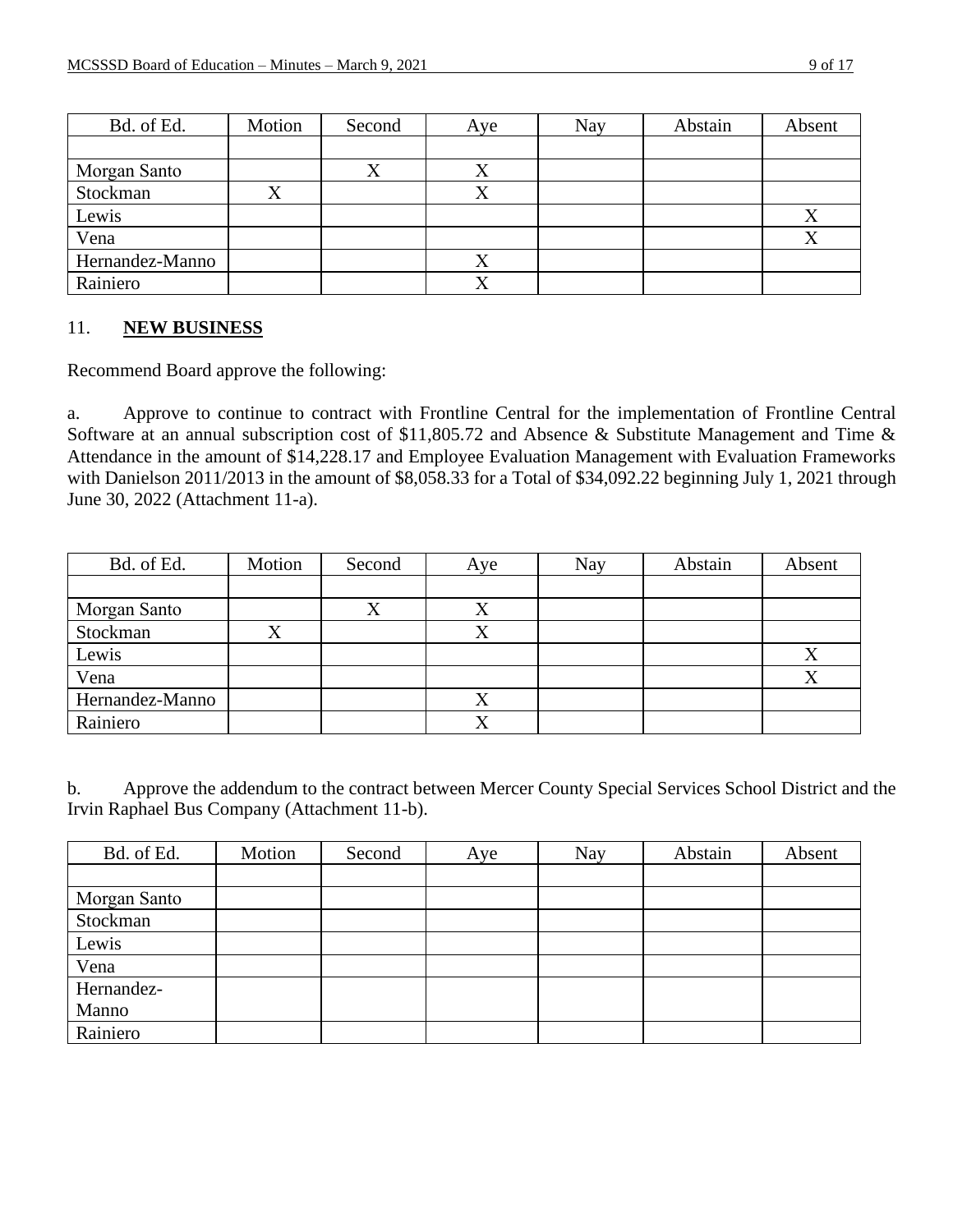| Bd. of Ed. | Motion | Second | Aye | Nay | Abstain | Absent |
|---|---|---|---|---|---|---|
| | | | | | | |
| Morgan Santo | | X | X | | | |
| Stockman | X | | X | | | |
| Lewis | | | | | | X |
| Vena | | | | | | X |
| Hernandez-Manno | | | X | | | |
| Rainiero | | | X | | | |

11. **NEW BUSINESS**

Recommend Board approve the following:

a. Approve to continue to contract with Frontline Central for the implementation of Frontline Central Software at an annual subscription cost of $11,805.72 and Absence & Substitute Management and Time & Attendance in the amount of $14,228.17 and Employee Evaluation Management with Evaluation Frameworks with Danielson 2011/2013 in the amount of $8,058.33 for a Total of $34,092.22 beginning July 1, 2021 through June 30, 2022 (Attachment 11-a).

| Bd. of Ed. | Motion | Second | Aye | Nay | Abstain | Absent |
|---|---|---|---|---|---|---|
| | | | | | | |
| Morgan Santo | | X | X | | | |
| Stockman | X | | X | | | |
| Lewis | | | | | | X |
| Vena | | | | | | X |
| Hernandez-Manno | | | X | | | |
| Rainiero | | | X | | | |

b. Approve the addendum to the contract between Mercer County Special Services School District and the Irvin Raphael Bus Company (Attachment 11-b).

| Bd. of Ed. | Motion | Second | Aye | Nay | Abstain | Absent |
|---|---|---|---|---|---|---|
| | | | | | | |
| Morgan Santo | | | | | | |
| Stockman | | | | | | |
| Lewis | | | | | | |
| Vena | | | | | | |
| Hernandez-Manno | | | | | | |
| Rainiero | | | | | | |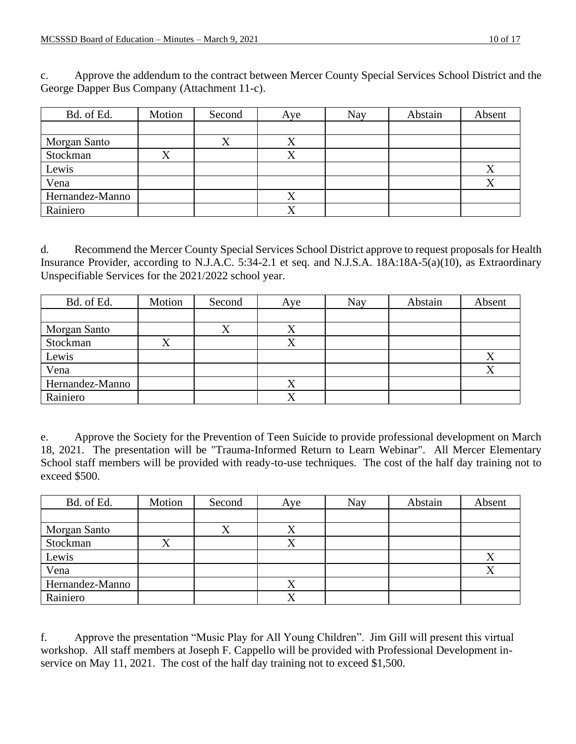c. Approve the addendum to the contract between Mercer County Special Services School District and the George Dapper Bus Company (Attachment 11-c).

| Bd. of Ed. | Motion | Second | Aye | Nay | Abstain | Absent |
|---|---|---|---|---|---|---|
| | | | | | | |
| Morgan Santo | | X | X | | | |
| Stockman | X | | X | | | |
| Lewis | | | | | | X |
| Vena | | | | | | X |
| Hernandez-Manno | | | X | | | |
| Rainiero | | | X | | | |

d. Recommend the Mercer County Special Services School District approve to request proposals for Health Insurance Provider, according to N.J.A.C. 5:34-2.1 et seq. and N.J.S.A. 18A:18A-5(a)(10), as Extraordinary Unspecifiable Services for the 2021/2022 school year.

| Bd. of Ed. | Motion | Second | Aye | Nay | Abstain | Absent |
|---|---|---|---|---|---|---|
| | | | | | | |
| Morgan Santo | | X | X | | | |
| Stockman | X | | X | | | |
| Lewis | | | | | | X |
| Vena | | | | | | X |
| Hernandez-Manno | | | X | | | |
| Rainiero | | | X | | | |

e. Approve the Society for the Prevention of Teen Suicide to provide professional development on March 18, 2021. The presentation will be "Trauma-Informed Return to Learn Webinar". All Mercer Elementary School staff members will be provided with ready-to-use techniques. The cost of the half day training not to exceed $500.

| Bd. of Ed. | Motion | Second | Aye | Nay | Abstain | Absent |
|---|---|---|---|---|---|---|
| | | | | | | |
| Morgan Santo | | X | X | | | |
| Stockman | X | | X | | | |
| Lewis | | | | | | X |
| Vena | | | | | | X |
| Hernandez-Manno | | | X | | | |
| Rainiero | | | X | | | |

f. Approve the presentation "Music Play for All Young Children". Jim Gill will present this virtual workshop. All staff members at Joseph F. Cappello will be provided with Professional Development in-service on May 11, 2021. The cost of the half day training not to exceed $1,500.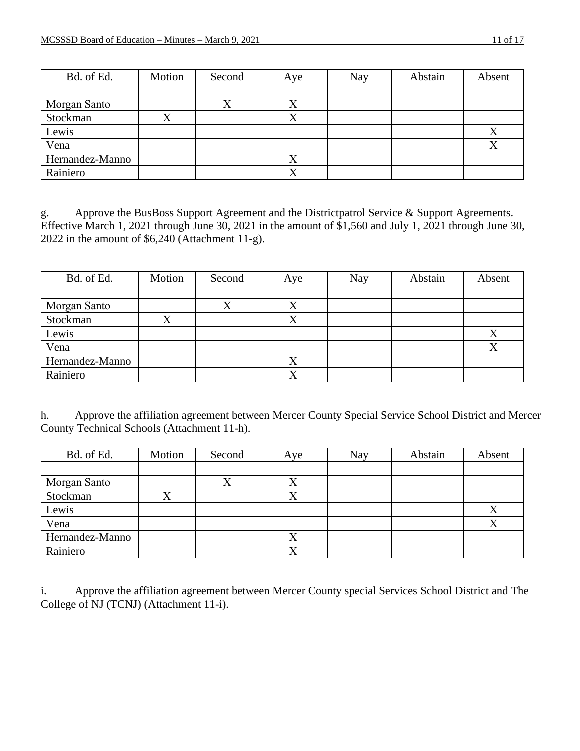| Bd. of Ed. | Motion | Second | Aye | Nay | Abstain | Absent |
|---|---|---|---|---|---|---|
| | | | | | | |
| Morgan Santo | | X | X | | | |
| Stockman | X | | X | | | |
| Lewis | | | | | | X |
| Vena | | | | | | X |
| Hernandez-Manno | | | X | | | |
| Rainiero | | | X | | | |

g. Approve the BusBoss Support Agreement and the Districtpatrol Service & Support Agreements. Effective March 1, 2021 through June 30, 2021 in the amount of $1,560 and July 1, 2021 through June 30, 2022 in the amount of $6,240 (Attachment 11-g).

| Bd. of Ed. | Motion | Second | Aye | Nay | Abstain | Absent |
|---|---|---|---|---|---|---|
| | | | | | | |
| Morgan Santo | | X | X | | | |
| Stockman | X | | X | | | |
| Lewis | | | | | | X |
| Vena | | | | | | X |
| Hernandez-Manno | | | X | | | |
| Rainiero | | | X | | | |

h. Approve the affiliation agreement between Mercer County Special Service School District and Mercer County Technical Schools (Attachment 11-h).

| Bd. of Ed. | Motion | Second | Aye | Nay | Abstain | Absent |
|---|---|---|---|---|---|---|
| | | | | | | |
| Morgan Santo | | X | X | | | |
| Stockman | X | | X | | | |
| Lewis | | | | | | X |
| Vena | | | | | | X |
| Hernandez-Manno | | | X | | | |
| Rainiero | | | X | | | |

i. Approve the affiliation agreement between Mercer County special Services School District and The College of NJ (TCNJ) (Attachment 11-i).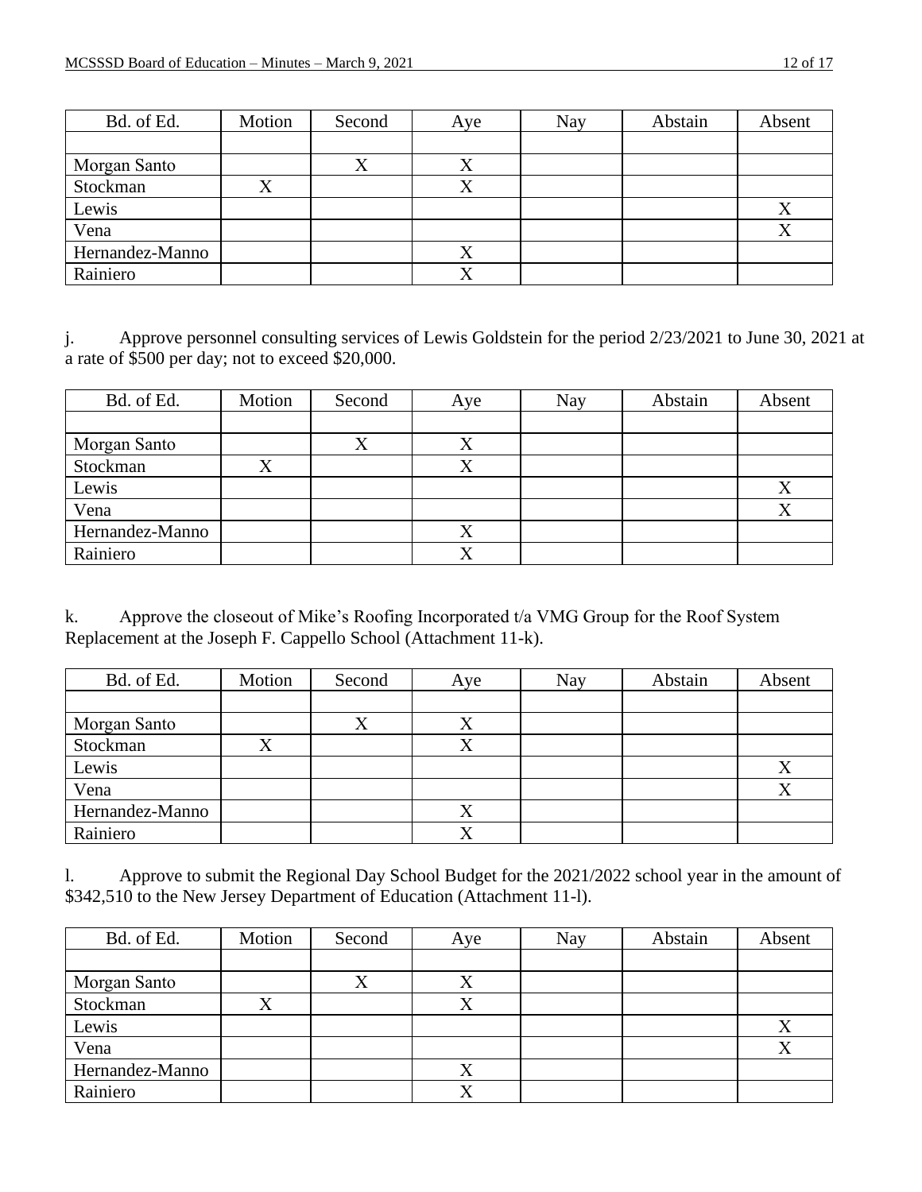| Bd. of Ed. | Motion | Second | Aye | Nay | Abstain | Absent |
|---|---|---|---|---|---|---|
| | | | | | | |
| Morgan Santo | | X | X | | | |
| Stockman | X | | X | | | |
| Lewis | | | | | | X |
| Vena | | | | | | X |
| Hernandez-Manno | | | X | | | |
| Rainiero | | | X | | | |

j. Approve personnel consulting services of Lewis Goldstein for the period 2/23/2021 to June 30, 2021 at a rate of $500 per day; not to exceed $20,000.

| Bd. of Ed. | Motion | Second | Aye | Nay | Abstain | Absent |
|---|---|---|---|---|---|---|
| | | | | | | |
| Morgan Santo | | X | X | | | |
| Stockman | X | | X | | | |
| Lewis | | | | | | X |
| Vena | | | | | | X |
| Hernandez-Manno | | | X | | | |
| Rainiero | | | X | | | |

k. Approve the closeout of Mike's Roofing Incorporated t/a VMG Group for the Roof System Replacement at the Joseph F. Cappello School (Attachment 11-k).

| Bd. of Ed. | Motion | Second | Aye | Nay | Abstain | Absent |
|---|---|---|---|---|---|---|
| | | | | | | |
| Morgan Santo | | X | X | | | |
| Stockman | X | | X | | | |
| Lewis | | | | | | X |
| Vena | | | | | | X |
| Hernandez-Manno | | | X | | | |
| Rainiero | | | X | | | |

l. Approve to submit the Regional Day School Budget for the 2021/2022 school year in the amount of $342,510 to the New Jersey Department of Education (Attachment 11-l).

| Bd. of Ed. | Motion | Second | Aye | Nay | Abstain | Absent |
|---|---|---|---|---|---|---|
| | | | | | | |
| Morgan Santo | | X | X | | | |
| Stockman | X | | X | | | |
| Lewis | | | | | | X |
| Vena | | | | | | X |
| Hernandez-Manno | | | X | | | |
| Rainiero | | | X | | | |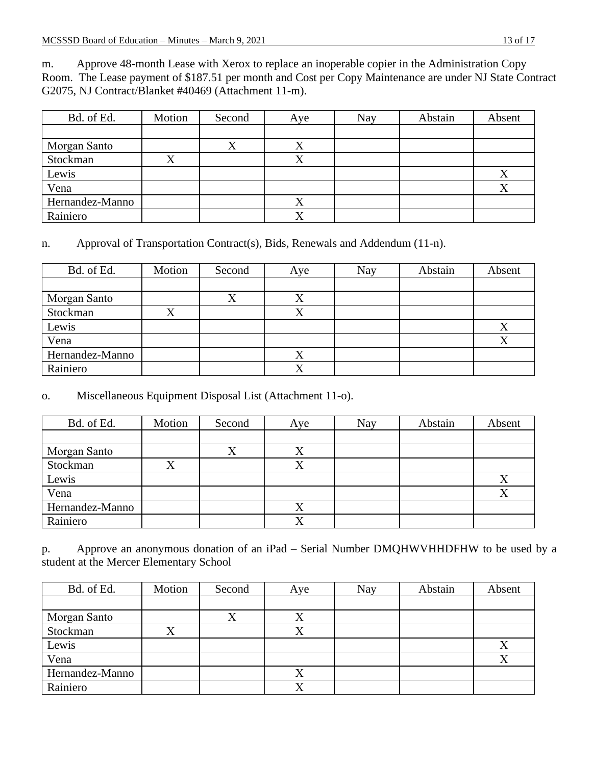m. Approve 48-month Lease with Xerox to replace an inoperable copier in the Administration Copy Room. The Lease payment of $187.51 per month and Cost per Copy Maintenance are under NJ State Contract G2075, NJ Contract/Blanket #40469 (Attachment 11-m).

| Bd. of Ed. | Motion | Second | Aye | Nay | Abstain | Absent |
|---|---|---|---|---|---|---|
| | | | | | | |
| Morgan Santo | | X | X | | | |
| Stockman | X | | X | | | |
| Lewis | | | | | | X |
| Vena | | | | | | X |
| Hernandez-Manno | | | X | | | |
| Rainiero | | | X | | | |

n. Approval of Transportation Contract(s), Bids, Renewals and Addendum (11-n).

| Bd. of Ed. | Motion | Second | Aye | Nay | Abstain | Absent |
|---|---|---|---|---|---|---|
| | | | | | | |
| Morgan Santo | | X | X | | | |
| Stockman | X | | X | | | |
| Lewis | | | | | | X |
| Vena | | | | | | X |
| Hernandez-Manno | | | X | | | |
| Rainiero | | | X | | | |

o. Miscellaneous Equipment Disposal List (Attachment 11-o).

| Bd. of Ed. | Motion | Second | Aye | Nay | Abstain | Absent |
|---|---|---|---|---|---|---|
| | | | | | | |
| Morgan Santo | | X | X | | | |
| Stockman | X | | X | | | |
| Lewis | | | | | | X |
| Vena | | | | | | X |
| Hernandez-Manno | | | X | | | |
| Rainiero | | | X | | | |

p. Approve an anonymous donation of an iPad – Serial Number DMQHWVHHDFHW to be used by a student at the Mercer Elementary School

| Bd. of Ed. | Motion | Second | Aye | Nay | Abstain | Absent |
|---|---|---|---|---|---|---|
| | | | | | | |
| Morgan Santo | | X | X | | | |
| Stockman | X | | X | | | |
| Lewis | | | | | | X |
| Vena | | | | | | X |
| Hernandez-Manno | | | X | | | |
| Rainiero | | | X | | | |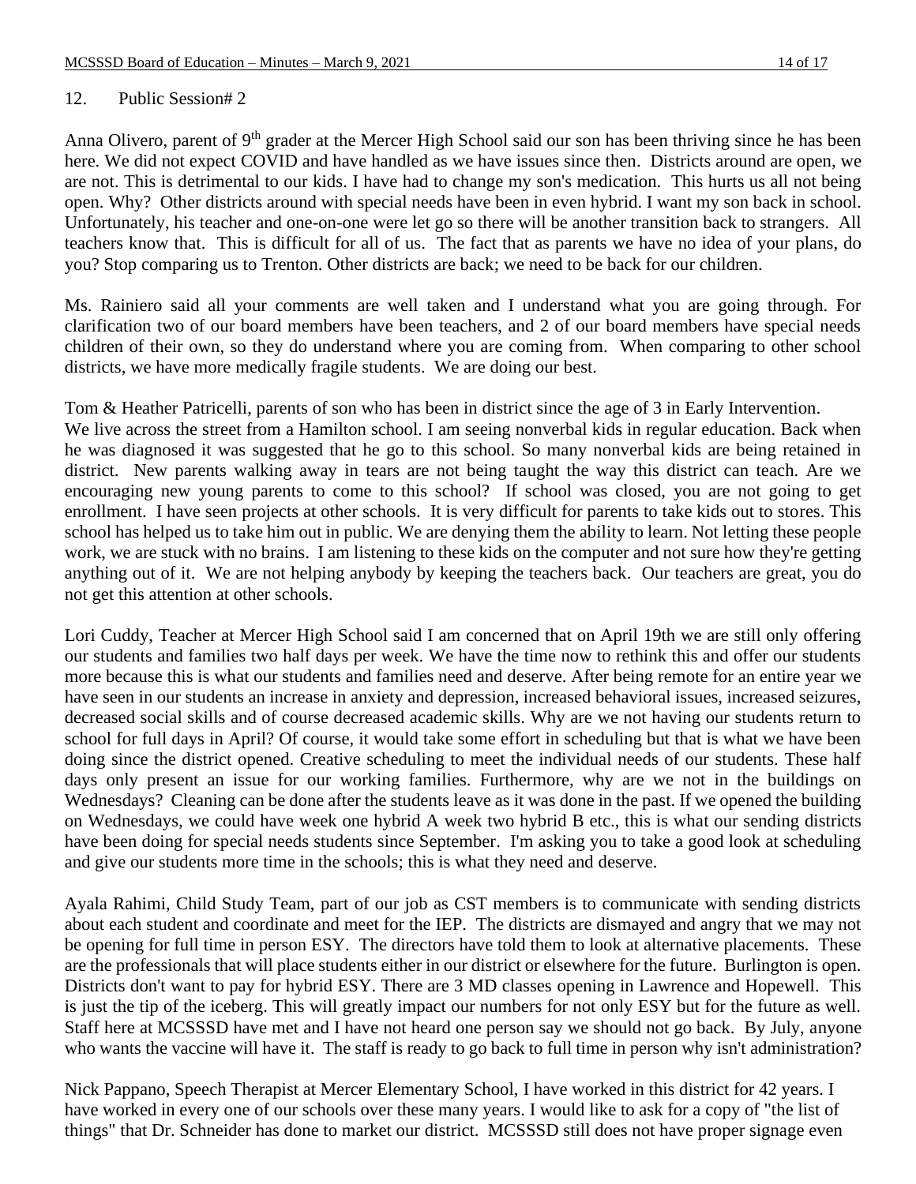12. Public Session# 2

Anna Olivero, parent of 9th grader at the Mercer High School said our son has been thriving since he has been here. We did not expect COVID and have handled as we have issues since then. Districts around are open, we are not. This is detrimental to our kids. I have had to change my son's medication. This hurts us all not being open. Why? Other districts around with special needs have been in even hybrid. I want my son back in school. Unfortunately, his teacher and one-on-one were let go so there will be another transition back to strangers. All teachers know that. This is difficult for all of us. The fact that as parents we have no idea of your plans, do you? Stop comparing us to Trenton. Other districts are back; we need to be back for our children.

Ms. Rainiero said all your comments are well taken and I understand what you are going through. For clarification two of our board members have been teachers, and 2 of our board members have special needs children of their own, so they do understand where you are coming from. When comparing to other school districts, we have more medically fragile students. We are doing our best.

Tom & Heather Patricelli, parents of son who has been in district since the age of 3 in Early Intervention. We live across the street from a Hamilton school. I am seeing nonverbal kids in regular education. Back when he was diagnosed it was suggested that he go to this school. So many nonverbal kids are being retained in district. New parents walking away in tears are not being taught the way this district can teach. Are we encouraging new young parents to come to this school? If school was closed, you are not going to get enrollment. I have seen projects at other schools. It is very difficult for parents to take kids out to stores. This school has helped us to take him out in public. We are denying them the ability to learn. Not letting these people work, we are stuck with no brains. I am listening to these kids on the computer and not sure how they're getting anything out of it. We are not helping anybody by keeping the teachers back. Our teachers are great, you do not get this attention at other schools.

Lori Cuddy, Teacher at Mercer High School said I am concerned that on April 19th we are still only offering our students and families two half days per week. We have the time now to rethink this and offer our students more because this is what our students and families need and deserve. After being remote for an entire year we have seen in our students an increase in anxiety and depression, increased behavioral issues, increased seizures, decreased social skills and of course decreased academic skills. Why are we not having our students return to school for full days in April? Of course, it would take some effort in scheduling but that is what we have been doing since the district opened. Creative scheduling to meet the individual needs of our students. These half days only present an issue for our working families. Furthermore, why are we not in the buildings on Wednesdays? Cleaning can be done after the students leave as it was done in the past. If we opened the building on Wednesdays, we could have week one hybrid A week two hybrid B etc., this is what our sending districts have been doing for special needs students since September. I'm asking you to take a good look at scheduling and give our students more time in the schools; this is what they need and deserve.

Ayala Rahimi, Child Study Team, part of our job as CST members is to communicate with sending districts about each student and coordinate and meet for the IEP. The districts are dismayed and angry that we may not be opening for full time in person ESY. The directors have told them to look at alternative placements. These are the professionals that will place students either in our district or elsewhere for the future. Burlington is open. Districts don't want to pay for hybrid ESY. There are 3 MD classes opening in Lawrence and Hopewell. This is just the tip of the iceberg. This will greatly impact our numbers for not only ESY but for the future as well. Staff here at MCSSSD have met and I have not heard one person say we should not go back. By July, anyone who wants the vaccine will have it. The staff is ready to go back to full time in person why isn't administration?

Nick Pappano, Speech Therapist at Mercer Elementary School, I have worked in this district for 42 years. I have worked in every one of our schools over these many years. I would like to ask for a copy of "the list of things" that Dr. Schneider has done to market our district. MCSSSD still does not have proper signage even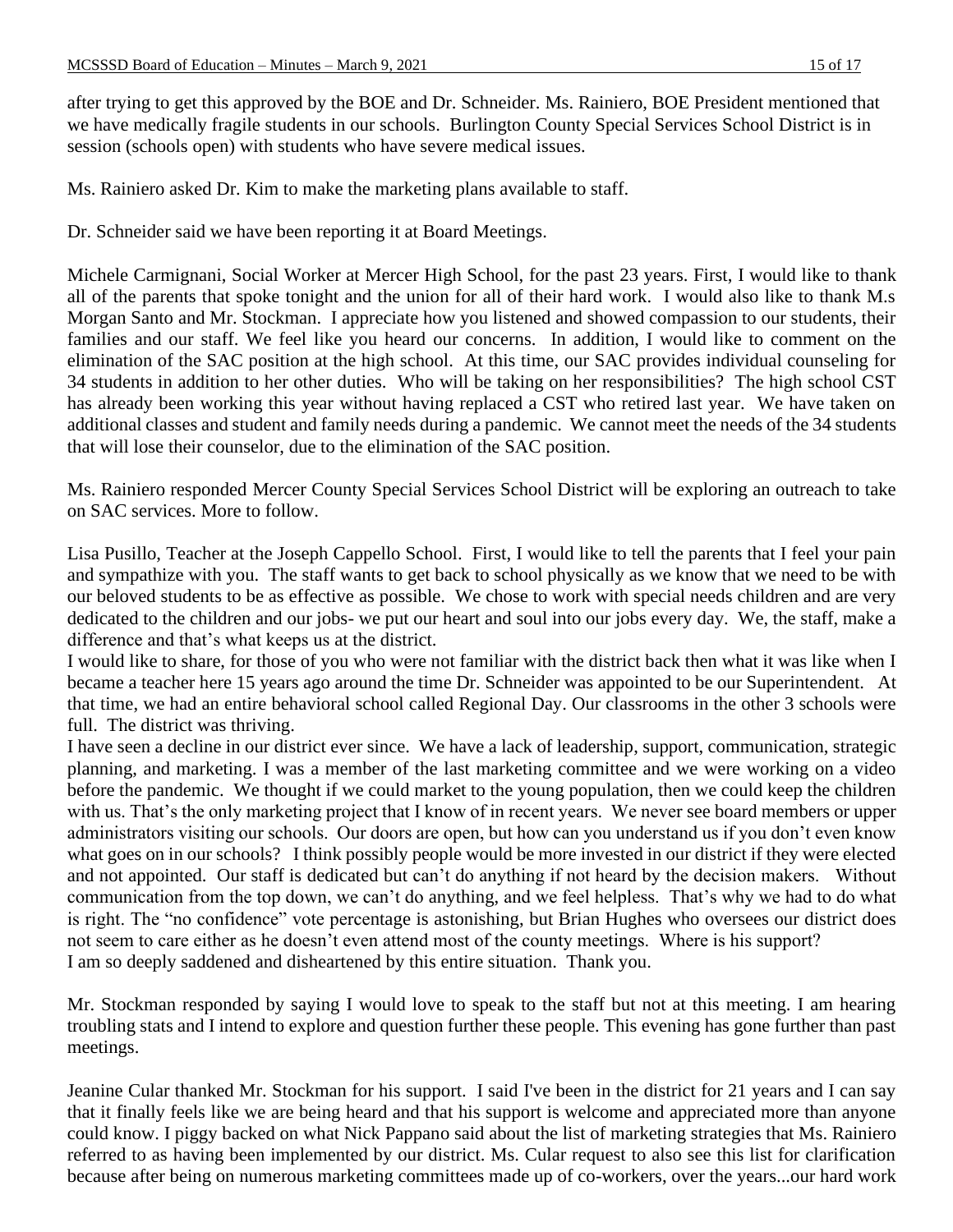after trying to get this approved by the BOE and Dr. Schneider. Ms. Rainiero, BOE President mentioned that we have medically fragile students in our schools. Burlington County Special Services School District is in session (schools open) with students who have severe medical issues.

Ms. Rainiero asked Dr. Kim to make the marketing plans available to staff.

Dr. Schneider said we have been reporting it at Board Meetings.

Michele Carmignani, Social Worker at Mercer High School, for the past 23 years. First, I would like to thank all of the parents that spoke tonight and the union for all of their hard work. I would also like to thank M.s Morgan Santo and Mr. Stockman. I appreciate how you listened and showed compassion to our students, their families and our staff. We feel like you heard our concerns. In addition, I would like to comment on the elimination of the SAC position at the high school. At this time, our SAC provides individual counseling for 34 students in addition to her other duties. Who will be taking on her responsibilities? The high school CST has already been working this year without having replaced a CST who retired last year. We have taken on additional classes and student and family needs during a pandemic. We cannot meet the needs of the 34 students that will lose their counselor, due to the elimination of the SAC position.

Ms. Rainiero responded Mercer County Special Services School District will be exploring an outreach to take on SAC services. More to follow.

Lisa Pusillo, Teacher at the Joseph Cappello School. First, I would like to tell the parents that I feel your pain and sympathize with you. The staff wants to get back to school physically as we know that we need to be with our beloved students to be as effective as possible. We chose to work with special needs children and are very dedicated to the children and our jobs- we put our heart and soul into our jobs every day. We, the staff, make a difference and that's what keeps us at the district.
I would like to share, for those of you who were not familiar with the district back then what it was like when I became a teacher here 15 years ago around the time Dr. Schneider was appointed to be our Superintendent. At that time, we had an entire behavioral school called Regional Day. Our classrooms in the other 3 schools were full. The district was thriving.
I have seen a decline in our district ever since. We have a lack of leadership, support, communication, strategic planning, and marketing. I was a member of the last marketing committee and we were working on a video before the pandemic. We thought if we could market to the young population, then we could keep the children with us. That's the only marketing project that I know of in recent years. We never see board members or upper administrators visiting our schools. Our doors are open, but how can you understand us if you don't even know what goes on in our schools? I think possibly people would be more invested in our district if they were elected and not appointed. Our staff is dedicated but can't do anything if not heard by the decision makers. Without communication from the top down, we can't do anything, and we feel helpless. That's why we had to do what is right. The "no confidence" vote percentage is astonishing, but Brian Hughes who oversees our district does not seem to care either as he doesn't even attend most of the county meetings. Where is his support?
I am so deeply saddened and disheartened by this entire situation. Thank you.

Mr. Stockman responded by saying I would love to speak to the staff but not at this meeting. I am hearing troubling stats and I intend to explore and question further these people. This evening has gone further than past meetings.

Jeanine Cular thanked Mr. Stockman for his support. I said I've been in the district for 21 years and I can say that it finally feels like we are being heard and that his support is welcome and appreciated more than anyone could know. I piggy backed on what Nick Pappano said about the list of marketing strategies that Ms. Rainiero referred to as having been implemented by our district. Ms. Cular request to also see this list for clarification because after being on numerous marketing committees made up of co-workers, over the years...our hard work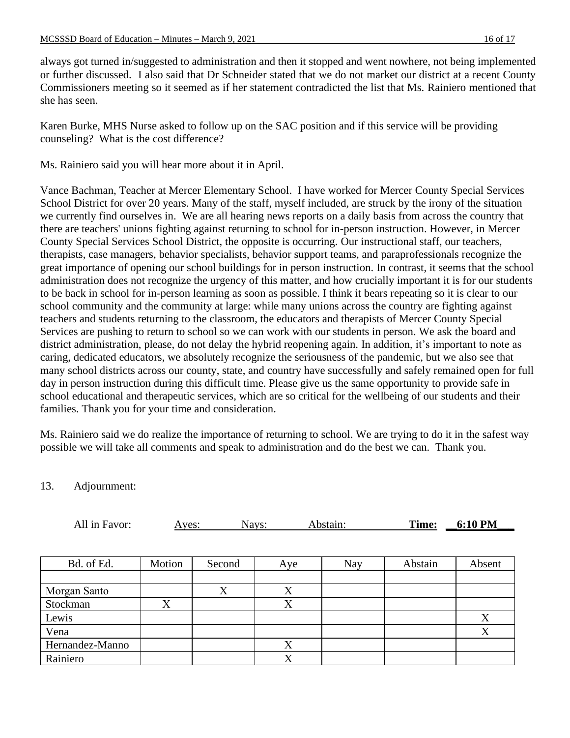always got turned in/suggested to administration and then it stopped and went nowhere, not being implemented or further discussed. I also said that Dr Schneider stated that we do not market our district at a recent County Commissioners meeting so it seemed as if her statement contradicted the list that Ms. Rainiero mentioned that she has seen.

Karen Burke, MHS Nurse asked to follow up on the SAC position and if this service will be providing counseling? What is the cost difference?

Ms. Rainiero said you will hear more about it in April.

Vance Bachman, Teacher at Mercer Elementary School. I have worked for Mercer County Special Services School District for over 20 years. Many of the staff, myself included, are struck by the irony of the situation we currently find ourselves in. We are all hearing news reports on a daily basis from across the country that there are teachers' unions fighting against returning to school for in-person instruction. However, in Mercer County Special Services School District, the opposite is occurring. Our instructional staff, our teachers, therapists, case managers, behavior specialists, behavior support teams, and paraprofessionals recognize the great importance of opening our school buildings for in person instruction. In contrast, it seems that the school administration does not recognize the urgency of this matter, and how crucially important it is for our students to be back in school for in-person learning as soon as possible. I think it bears repeating so it is clear to our school community and the community at large: while many unions across the country are fighting against teachers and students returning to the classroom, the educators and therapists of Mercer County Special Services are pushing to return to school so we can work with our students in person. We ask the board and district administration, please, do not delay the hybrid reopening again. In addition, it's important to note as caring, dedicated educators, we absolutely recognize the seriousness of the pandemic, but we also see that many school districts across our county, state, and country have successfully and safely remained open for full day in person instruction during this difficult time. Please give us the same opportunity to provide safe in school educational and therapeutic services, which are so critical for the wellbeing of our students and their families. Thank you for your time and consideration.

Ms. Rainiero said we do realize the importance of returning to school. We are trying to do it in the safest way possible we will take all comments and speak to administration and do the best we can. Thank you.

13. Adjournment:

All in Favor: Ayes: Nays: Abstain: **Time: 6:10 PM**

| Bd. of Ed. | Motion | Second | Aye | Nay | Abstain | Absent |
|---|---|---|---|---|---|---|
| | | | | | | |
| Morgan Santo | | X | X | | | |
| Stockman | X | | X | | | |
| Lewis | | | | | | X |
| Vena | | | | | | X |
| Hernandez-Manno | | | X | | | |
| Rainiero | | | X | | | |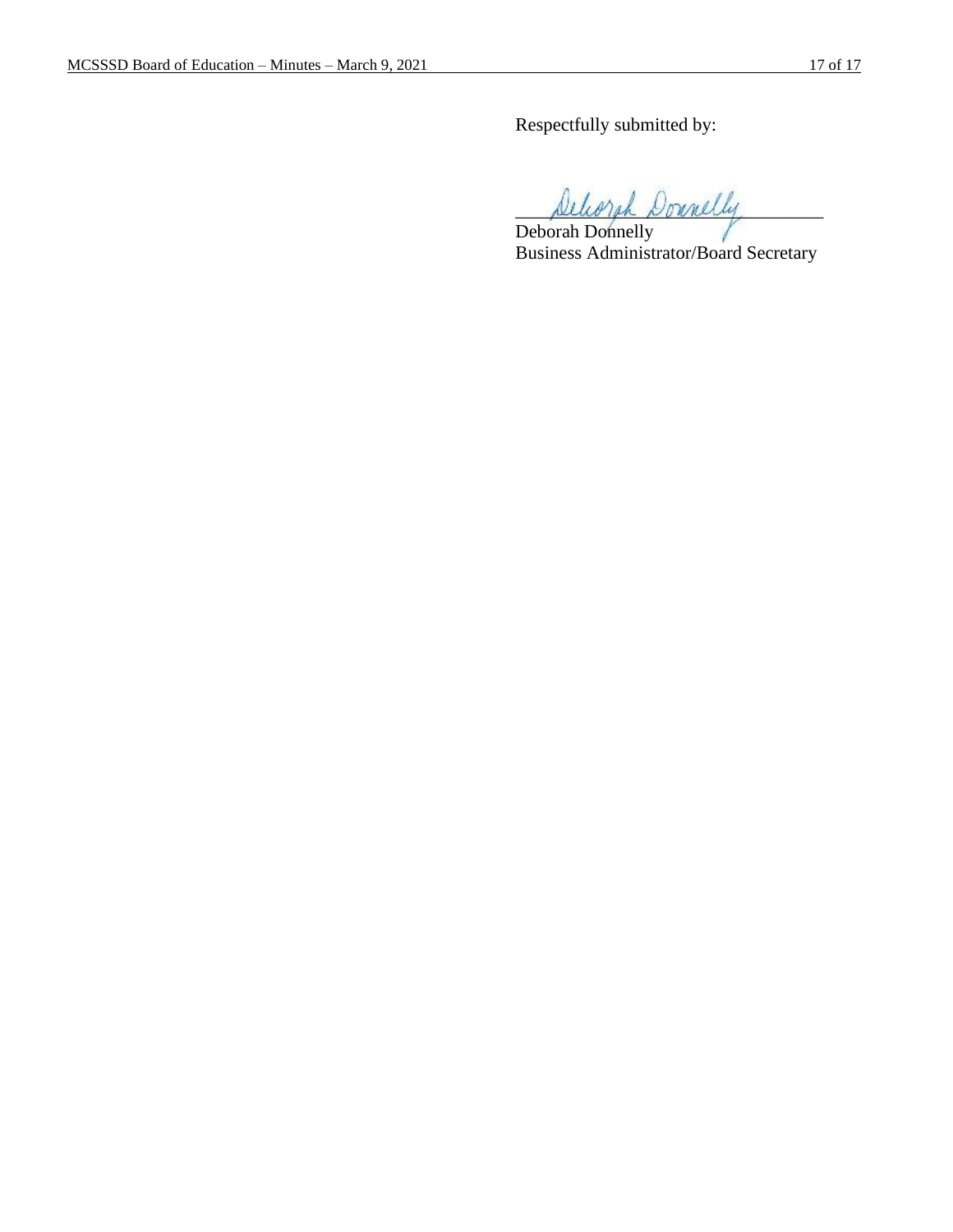Respectfully submitted by:

Deborah Donnelly
Business Administrator/Board Secretary